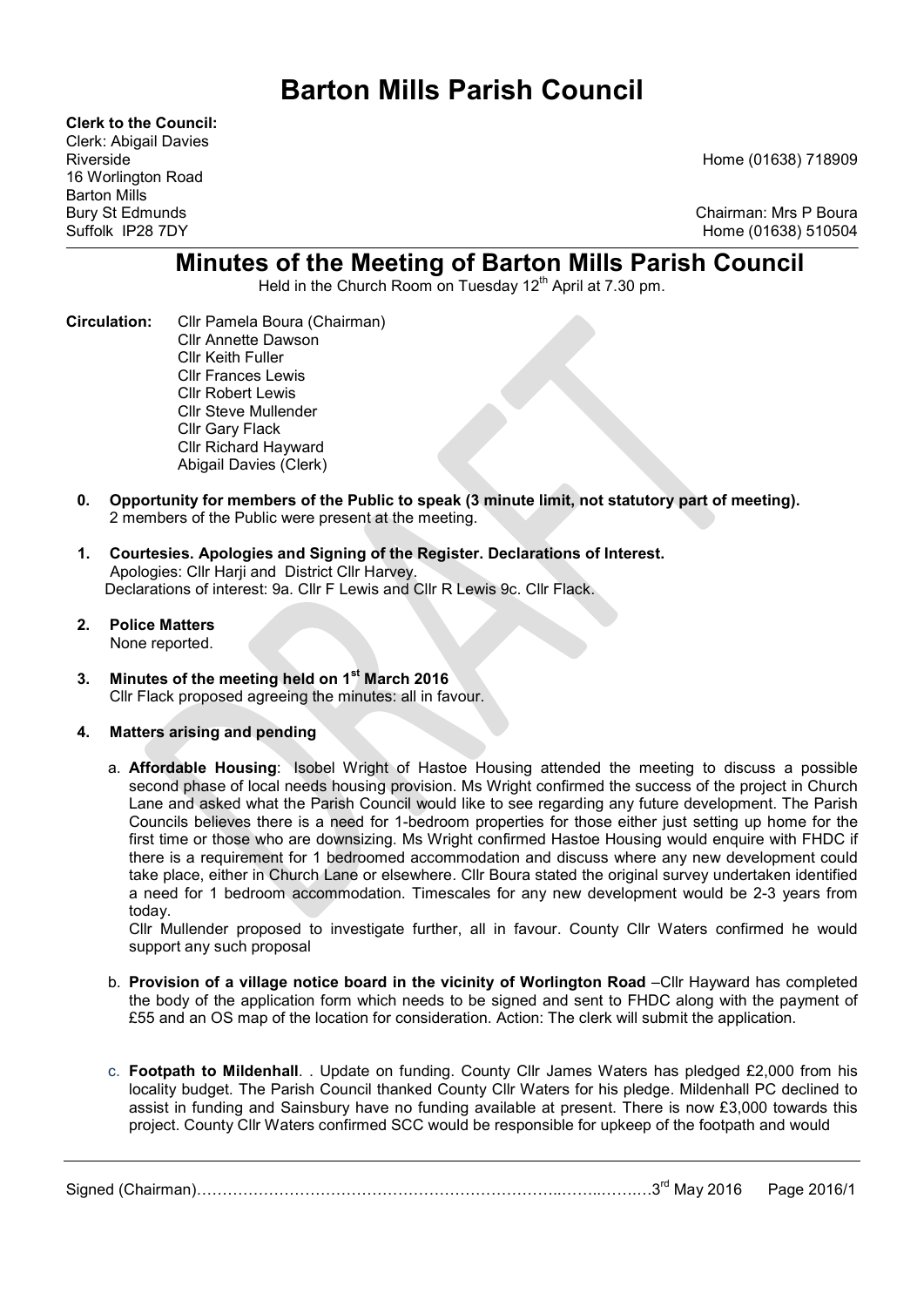# Barton Mills Parish Council

**Clerk to the Council:**
Clerk: Abigail Davies
Riverside
16 Worlington Road
Barton Mills
Bury St Edmunds
Suffolk IP28 7DY

Home (01638) 718909

Chairman: Mrs P Boura
Home (01638) 510504

## Minutes of the Meeting of Barton Mills Parish Council

Held in the Church Room on Tuesday 12th April at 7.30 pm.

**Circulation:** Cllr Pamela Boura (Chairman)
Cllr Annette Dawson
Cllr Keith Fuller
Cllr Frances Lewis
Cllr Robert Lewis
Cllr Steve Mullender
Cllr Gary Flack
Cllr Richard Hayward
Abigail Davies (Clerk)

0. **Opportunity for members of the Public to speak (3 minute limit, not statutory part of meeting).**
   2 members of the Public were present at the meeting.

1. **Courtesies. Apologies and Signing of the Register. Declarations of Interest.**
   Apologies: Cllr Harji and District Cllr Harvey.
   Declarations of interest: 9a. Cllr F Lewis and Cllr R Lewis 9c. Cllr Flack.

2. **Police Matters**
   None reported.

3. **Minutes of the meeting held on 1st March 2016**
   Cllr Flack proposed agreeing the minutes: all in favour.

4. **Matters arising and pending**

   a. **Affordable Housing**: Isobel Wright of Hastoe Housing attended the meeting to discuss a possible second phase of local needs housing provision. Ms Wright confirmed the success of the project in Church Lane and asked what the Parish Council would like to see regarding any future development. The Parish Councils believes there is a need for 1-bedroom properties for those either just setting up home for the first time or those who are downsizing. Ms Wright confirmed Hastoe Housing would enquire with FHDC if there is a requirement for 1 bedroomed accommodation and discuss where any new development could take place, either in Church Lane or elsewhere. Cllr Boura stated the original survey undertaken identified a need for 1 bedroom accommodation. Timescales for any new development would be 2-3 years from today.
   Cllr Mullender proposed to investigate further, all in favour. County Cllr Waters confirmed he would support any such proposal

   b. **Provision of a village notice board in the vicinity of Worlington Road** –Cllr Hayward has completed the body of the application form which needs to be signed and sent to FHDC along with the payment of £55 and an OS map of the location for consideration. Action: The clerk will submit the application.

   c. **Footpath to Mildenhall**. . Update on funding. County Cllr James Waters has pledged £2,000 from his locality budget. The Parish Council thanked County Cllr Waters for his pledge. Mildenhall PC declined to assist in funding and Sainsbury have no funding available at present. There is now £3,000 towards this project. County Cllr Waters confirmed SCC would be responsible for upkeep of the footpath and would

Signed (Chairman)……………………………………………………………..……..……..3rd May 2016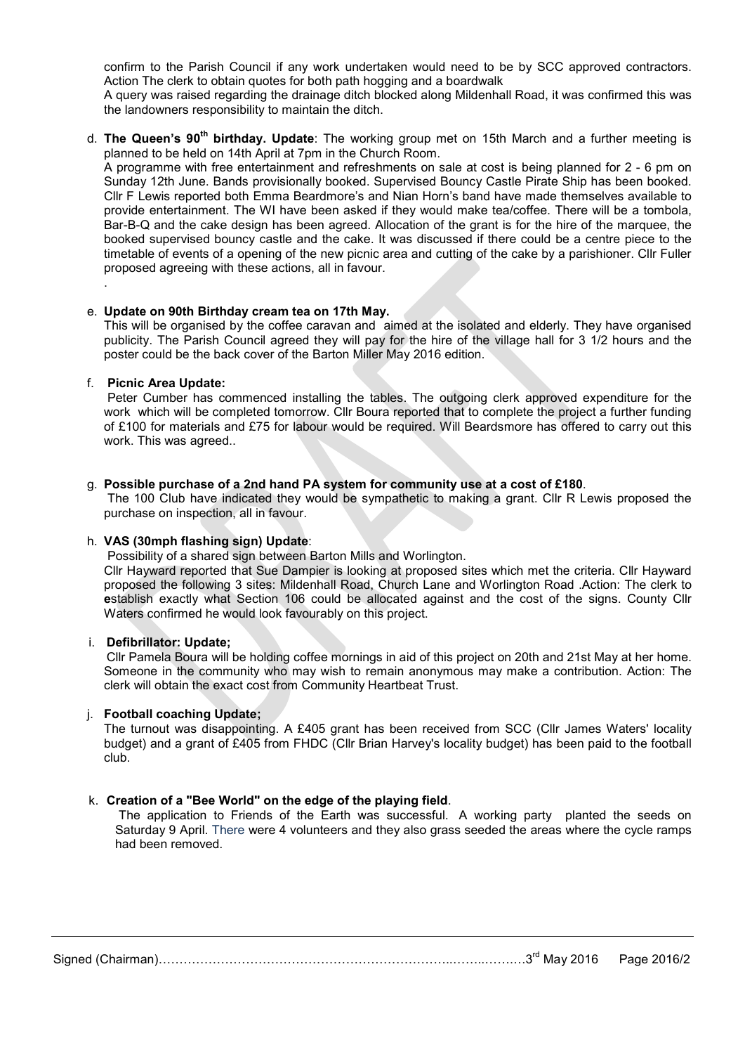confirm to the Parish Council if any work undertaken would need to be by SCC approved contractors. Action The clerk to obtain quotes for both path hogging and a boardwalk

A query was raised regarding the drainage ditch blocked along Mildenhall Road, it was confirmed this was the landowners responsibility to maintain the ditch.

d. **The Queen's 90th birthday. Update**: The working group met on 15th March and a further meeting is planned to be held on 14th April at 7pm in the Church Room.

A programme with free entertainment and refreshments on sale at cost is being planned for 2 - 6 pm on Sunday 12th June. Bands provisionally booked. Supervised Bouncy Castle Pirate Ship has been booked. Cllr F Lewis reported both Emma Beardmore's and Nian Horn's band have made themselves available to provide entertainment. The WI have been asked if they would make tea/coffee. There will be a tombola, Bar-B-Q and the cake design has been agreed. Allocation of the grant is for the hire of the marquee, the booked supervised bouncy castle and the cake. It was discussed if there could be a centre piece to the timetable of events of a opening of the new picnic area and cutting of the cake by a parishioner. Cllr Fuller proposed agreeing with these actions, all in favour.

.

e. **Update on 90th Birthday cream tea on 17th May.**

This will be organised by the coffee caravan and aimed at the isolated and elderly. They have organised publicity. The Parish Council agreed they will pay for the hire of the village hall for 3 1/2 hours and the poster could be the back cover of the Barton Miller May 2016 edition.

f. **Picnic Area Update:**

Peter Cumber has commenced installing the tables. The outgoing clerk approved expenditure for the work which will be completed tomorrow. Cllr Boura reported that to complete the project a further funding of £100 for materials and £75 for labour would be required. Will Beardsmore has offered to carry out this work. This was agreed..

g. **Possible purchase of a 2nd hand PA system for community use at a cost of £180**.

The 100 Club have indicated they would be sympathetic to making a grant. Cllr R Lewis proposed the purchase on inspection, all in favour.

h. **VAS (30mph flashing sign) Update**:

Possibility of a shared sign between Barton Mills and Worlington.

Cllr Hayward reported that Sue Dampier is looking at proposed sites which met the criteria. Cllr Hayward proposed the following 3 sites: Mildenhall Road, Church Lane and Worlington Road .Action: The clerk to **e**stablish exactly what Section 106 could be allocated against and the cost of the signs. County Cllr Waters confirmed he would look favourably on this project.

i. **Defibrillator: Update;**

Cllr Pamela Boura will be holding coffee mornings in aid of this project on 20th and 21st May at her home. Someone in the community who may wish to remain anonymous may make a contribution. Action: The clerk will obtain the exact cost from Community Heartbeat Trust.

j. **Football coaching Update;**

The turnout was disappointing. A £405 grant has been received from SCC (Cllr James Waters' locality budget) and a grant of £405 from FHDC (Cllr Brian Harvey's locality budget) has been paid to the football club.

k. **Creation of a "Bee World" on the edge of the playing field**.

The application to Friends of the Earth was successful. A working party planted the seeds on Saturday 9 April. There were 4 volunteers and they also grass seeded the areas where the cycle ramps had been removed.

Signed (Chairman)……………………………………………………………..……..…….3rd May 2016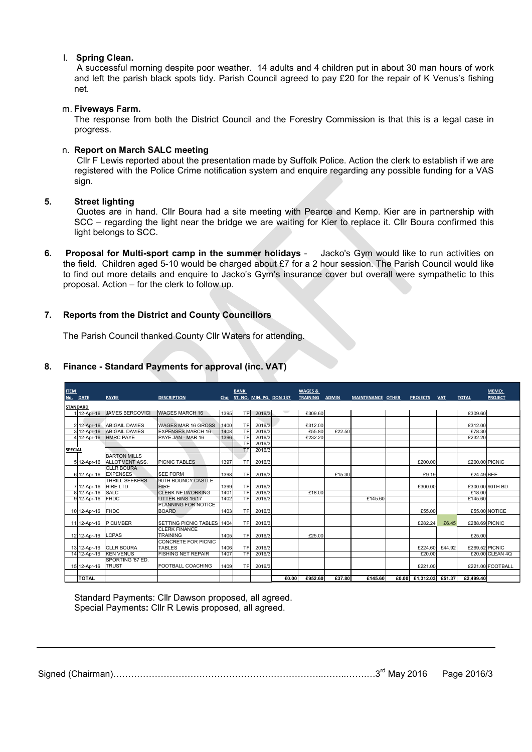l. **Spring Clean.**

A successful morning despite poor weather. 14 adults and 4 children put in about 30 man hours of work and left the parish black spots tidy. Parish Council agreed to pay £20 for the repair of K Venus's fishing net.

m. **Fiveways Farm.**

The response from both the District Council and the Forestry Commission is that this is a legal case in progress.

n. **Report on March SALC meeting**

Cllr F Lewis reported about the presentation made by Suffolk Police. Action the clerk to establish if we are registered with the Police Crime notification system and enquire regarding any possible funding for a VAS sign.

## 5. Street lighting

Quotes are in hand. Cllr Boura had a site meeting with Pearce and Kemp. Kier are in partnership with SCC – regarding the light near the bridge we are waiting for Kier to replace it. Cllr Boura confirmed this light belongs to SCC.

## 6. Proposal for Multi-sport camp in the summer holidays

Jacko's Gym would like to run activities on the field. Children aged 5-10 would be charged about £7 for a 2 hour session. The Parish Council would like to find out more details and enquire to Jacko's Gym's insurance cover but overall were sympathetic to this proposal. Action – for the clerk to follow up.

## 7. Reports from the District and County Councillors

The Parish Council thanked County Cllr Waters for attending.

## 8. Finance - Standard Payments for approval (inc. VAT)

| ITEM No. | DATE | PAYEE | DESCRIPTION | Chq | BANK ST. NO. | MIN. PG. | DON 137 | WAGES & TRAINING | ADMIN | MAINTENANCE | OTHER | PROJECTS | VAT | TOTAL | MEMO: PROJECT |
|---|---|---|---|---|---|---|---|---|---|---|---|---|---|---|---|
| **STANDARD** | | | | | | | | | | | | | | | |
| 1 | 12-Apr-16 | JAMES BERCOVICI | WAGES MARCH 16 | 1395 | TF | 2016/3 | | £309.60 | | | | | | £309.60 | |
| 2 | 12-Apr-16 | ABIGAIL DAVIES | WAGES MAR 16 GROSS | 1400 | TF | 2016/3 | | £312.00 | | | | | | £312.00 | |
| 3 | 12-Apr-16 | ABIGAIL DAVIES | EXPENSES MARCH 16 | 1408 | TF | 2016/3 | | £55.80 | £22.50 | | | | | £78.30 | |
| 4 | 12-Apr-16 | HMRC PAYE | PAYE JAN - MAR 16 | 1396 | TF | 2016/3 | | £232.20 | | | | | | £232.20 | |
| | | | | | TF | 2016/3 | | | | | | | | | |
| **SPECIAL** | | | | | TF | 2016/3 | | | | | | | | | |
| 5 | 12-Apr-16 | BARTON MILLS ALLOTMENT ASS. | PICNIC TABLES | 1397 | TF | 2016/3 | | | | | | £200.00 | | £200.00 | PICNIC |
| 6 | 12-Apr-16 | CLLR BOURA EXPENSES | SEE FORM | 1398 | TF | 2016/3 | | | £15.30 | | | £9.19 | | £24.49 | BEE |
| 7 | 12-Apr-16 | THRILL SEEKERS HIRE LTD | 90TH BOUNCY CASTLE HIRE | 1399 | TF | 2016/3 | | | | | | £300.00 | | £300.00 | 90TH BD |
| 8 | 12-Apr-16 | SALC | CLERK NETWORKING | 1401 | TF | 2016/3 | | £18.00 | | | | | | £18.00 | |
| 9 | 12-Apr-16 | FHDC | LITTER BINS 16/17 | 1402 | TF | 2016/3 | | | | £145.60 | | | | £145.60 | |
| 10 | 12-Apr-16 | FHDC | PLANNING FOR NOTICE BOARD | 1403 | TF | 2016/3 | | | | | | £55.00 | | £55.00 | NOTICE |
| 11 | 12-Apr-16 | P CUMBER | SETTING PICNIC TABLES | 1404 | TF | 2016/3 | | | | | | £282.24 | £6.45 | £288.69 | PICNIC |
| 12 | 12-Apr-16 | LCPAS | CLERK FINANCE TRAINING | 1405 | TF | 2016/3 | | £25.00 | | | | | | £25.00 | |
| 13 | 12-Apr-16 | CLLR BOURA | CONCRETE FOR PICNIC TABLES | 1406 | TF | 2016/3 | | | | | | £224.60 | £44.92 | £269.52 | PICNIC |
| 14 | 12-Apr-16 | KEN VENUS | FISHING NET REPAIR | 1407 | TF | 2016/3 | | | | | | £20.00 | | £20.00 | CLEAN 4Q |
| 15 | 12-Apr-16 | SPORTING '87 ED. TRUST | FOOTBALL COACHING | 1409 | TF | 2016/3 | | | | | | £221.00 | | £221.00 | FOOTBALL |
| | **TOTAL** | | | | | | £0.00 | £952.60 | £37.80 | £145.60 | £0.00 | £1,312.03 | £51.37 | £2,499.40 | |

Standard Payments: Cllr Dawson proposed, all agreed.
Special Payments**:** Cllr R Lewis proposed, all agreed.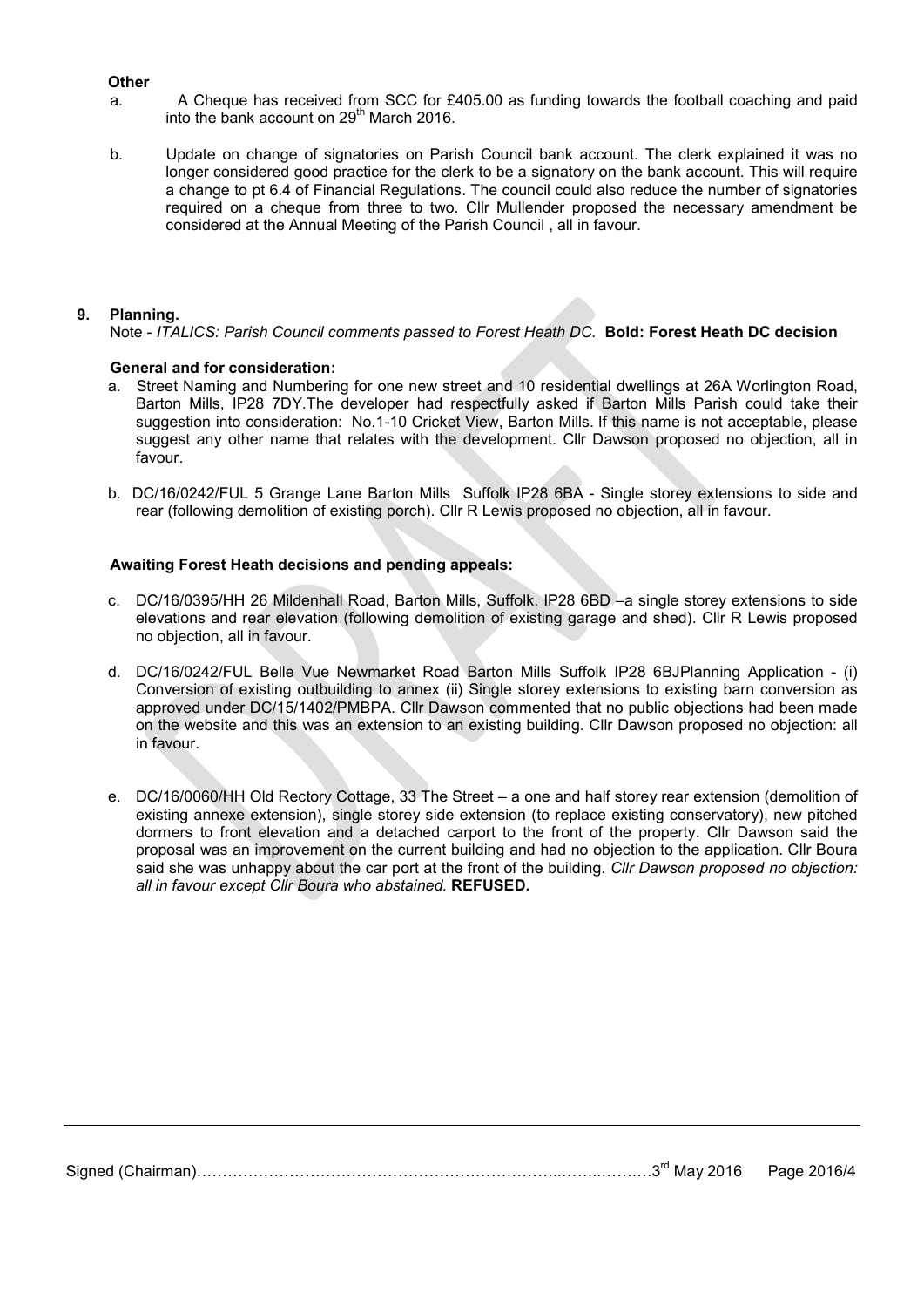**Other**

a. A Cheque has received from SCC for £405.00 as funding towards the football coaching and paid into the bank account on 29th March 2016.

b. Update on change of signatories on Parish Council bank account. The clerk explained it was no longer considered good practice for the clerk to be a signatory on the bank account. This will require a change to pt 6.4 of Financial Regulations. The council could also reduce the number of signatories required on a cheque from three to two. Cllr Mullender proposed the necessary amendment be considered at the Annual Meeting of the Parish Council , all in favour.

## 9. Planning.

Note - *ITALICS: Parish Council comments passed to Forest Heath DC.* **Bold: Forest Heath DC decision**

**General and for consideration:**

a. Street Naming and Numbering for one new street and 10 residential dwellings at 26A Worlington Road, Barton Mills, IP28 7DY.The developer had respectfully asked if Barton Mills Parish could take their suggestion into consideration: No.1-10 Cricket View, Barton Mills. If this name is not acceptable, please suggest any other name that relates with the development. Cllr Dawson proposed no objection, all in favour.

b. DC/16/0242/FUL 5 Grange Lane Barton Mills Suffolk IP28 6BA - Single storey extensions to side and rear (following demolition of existing porch). Cllr R Lewis proposed no objection, all in favour.

**Awaiting Forest Heath decisions and pending appeals:**

c. DC/16/0395/HH 26 Mildenhall Road, Barton Mills, Suffolk. IP28 6BD –a single storey extensions to side elevations and rear elevation (following demolition of existing garage and shed). Cllr R Lewis proposed no objection, all in favour.

d. DC/16/0242/FUL Belle Vue Newmarket Road Barton Mills Suffolk IP28 6BJPlanning Application - (i) Conversion of existing outbuilding to annex (ii) Single storey extensions to existing barn conversion as approved under DC/15/1402/PMBPA. Cllr Dawson commented that no public objections had been made on the website and this was an extension to an existing building. Cllr Dawson proposed no objection: all in favour.

e. DC/16/0060/HH Old Rectory Cottage, 33 The Street – a one and half storey rear extension (demolition of existing annexe extension), single storey side extension (to replace existing conservatory), new pitched dormers to front elevation and a detached carport to the front of the property. Cllr Dawson said the proposal was an improvement on the current building and had no objection to the application. Cllr Boura said she was unhappy about the car port at the front of the building. *Cllr Dawson proposed no objection: all in favour except Cllr Boura who abstained.* **REFUSED.**

Signed (Chairman)…………………………………………………………………..……..…….3rd May 2016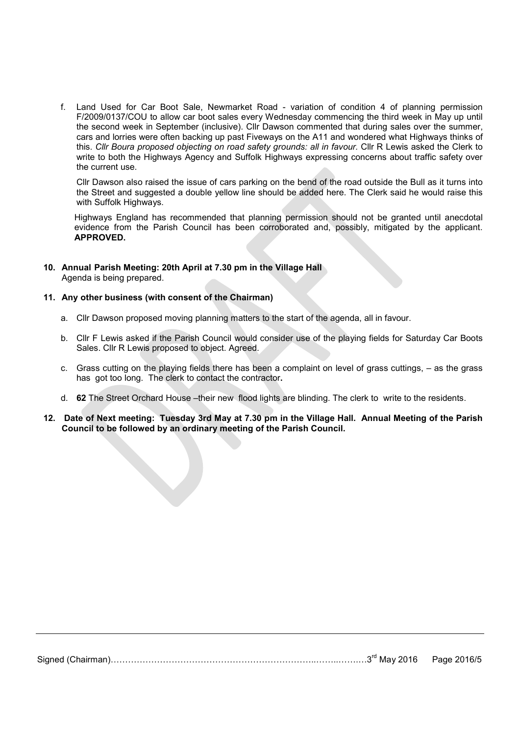f. Land Used for Car Boot Sale, Newmarket Road - variation of condition 4 of planning permission F/2009/0137/COU to allow car boot sales every Wednesday commencing the third week in May up until the second week in September (inclusive). Cllr Dawson commented that during sales over the summer, cars and lorries were often backing up past Fiveways on the A11 and wondered what Highways thinks of this. *Cllr Boura proposed objecting on road safety grounds: all in favour.* Cllr R Lewis asked the Clerk to write to both the Highways Agency and Suffolk Highways expressing concerns about traffic safety over the current use.

   Cllr Dawson also raised the issue of cars parking on the bend of the road outside the Bull as it turns into the Street and suggested a double yellow line should be added here. The Clerk said he would raise this with Suffolk Highways.

   Highways England has recommended that planning permission should not be granted until anecdotal evidence from the Parish Council has been corroborated and, possibly, mitigated by the applicant. **APPROVED.**

**10. Annual Parish Meeting: 20th April at 7.30 pm in the Village Hall**
Agenda is being prepared.

**11. Any other business (with consent of the Chairman)**

a. Cllr Dawson proposed moving planning matters to the start of the agenda, all in favour.

b. Cllr F Lewis asked if the Parish Council would consider use of the playing fields for Saturday Car Boots Sales. Cllr R Lewis proposed to object. Agreed.

c. Grass cutting on the playing fields there has been a complaint on level of grass cuttings, – as the grass has got too long. The clerk to contact the contractor**.**

d. **62** The Street Orchard House –their new flood lights are blinding. The clerk to write to the residents.

**12. Date of Next meeting: Tuesday 3rd May at 7.30 pm in the Village Hall. Annual Meeting of the Parish Council to be followed by an ordinary meeting of the Parish Council.**

Signed (Chairman)……………………………………………………………..……..…….3rd May 2016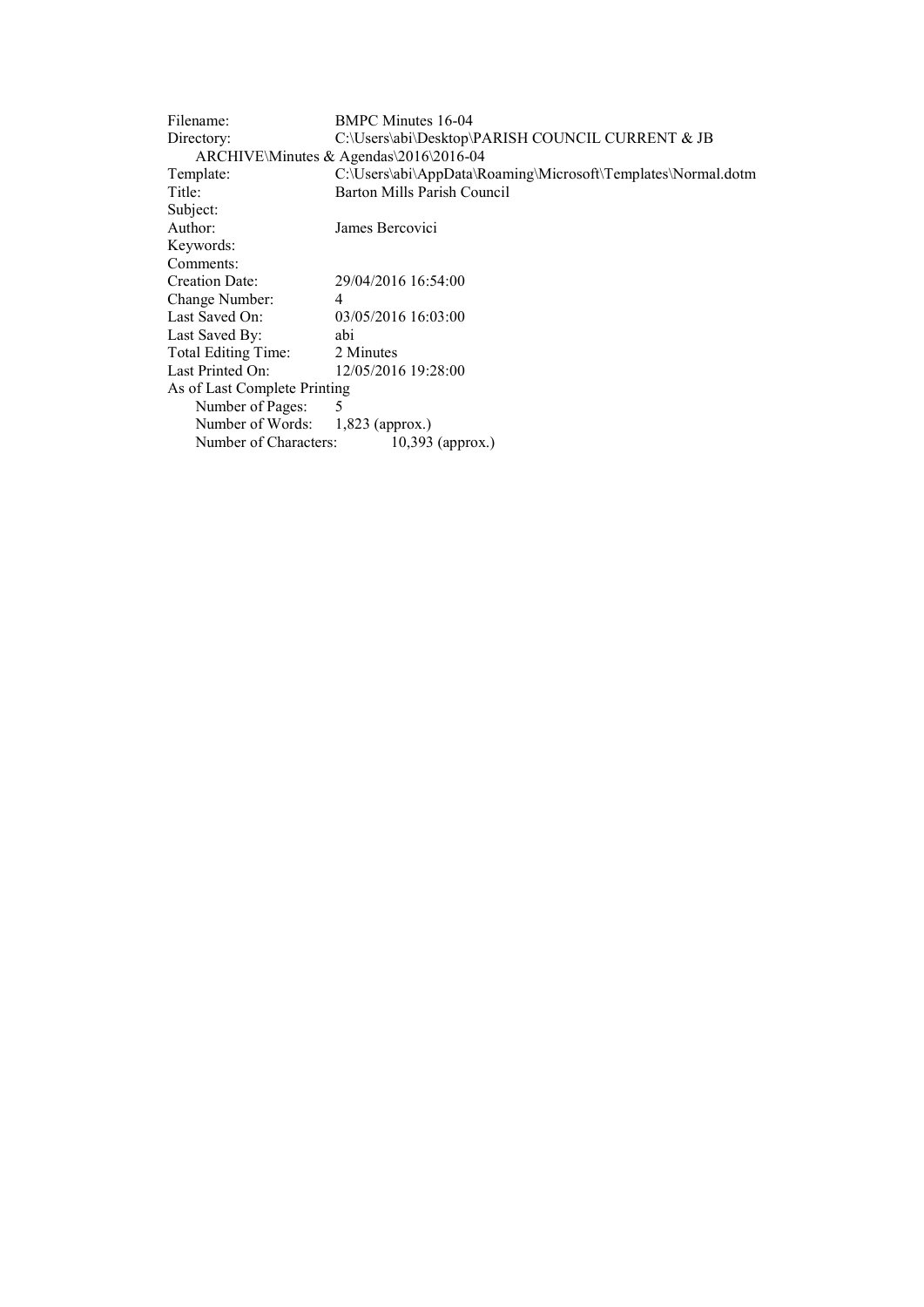Filename: BMPC Minutes 16-04
Directory: C:\Users\abi\Desktop\PARISH COUNCIL CURRENT & JB ARCHIVE\Minutes & Agendas\2016\2016-04
Template: C:\Users\abi\AppData\Roaming\Microsoft\Templates\Normal.dotm
Title: Barton Mills Parish Council
Subject:
Author: James Bercovici
Keywords:
Comments:
Creation Date: 29/04/2016 16:54:00
Change Number: 4
Last Saved On: 03/05/2016 16:03:00
Last Saved By: abi
Total Editing Time: 2 Minutes
Last Printed On: 12/05/2016 19:28:00
As of Last Complete Printing
Number of Pages: 5
Number of Words: 1,823 (approx.)
Number of Characters: 10,393 (approx.)